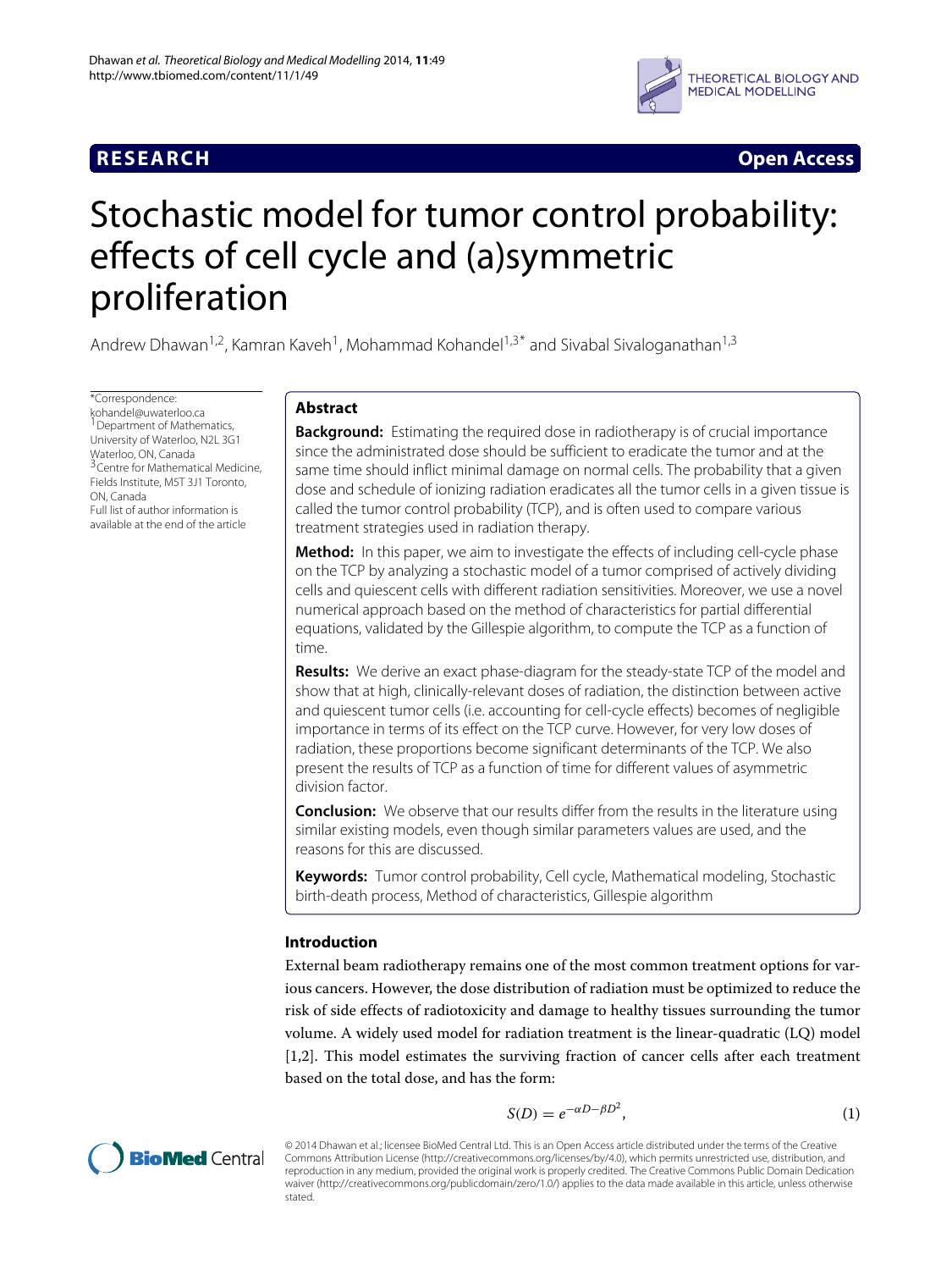**RESEARCH** **Open Access**

# Stochastic model for tumor control probability: effects of cell cycle and (a)symmetric proliferation

Andrew Dhawan[1,2], Kamran Kaveh[1], Mohammad Kohandel[1,3*] and Sivabal Sivaloganathan[1,3]

*Correspondence: kohandel@uwaterloo.ca
[1] Department of Mathematics, University of Waterloo, N2L 3G1 Waterloo, ON, Canada
[3] Centre for Mathematical Medicine, Fields Institute, M5T 3J1 Toronto, ON, Canada
Full list of author information is available at the end of the article

## Abstract

**Background:** Estimating the required dose in radiotherapy is of crucial importance since the administrated dose should be sufficient to eradicate the tumor and at the same time should inflict minimal damage on normal cells. The probability that a given dose and schedule of ionizing radiation eradicates all the tumor cells in a given tissue is called the tumor control probability (TCP), and is often used to compare various treatment strategies used in radiation therapy.

**Method:** In this paper, we aim to investigate the effects of including cell-cycle phase on the TCP by analyzing a stochastic model of a tumor comprised of actively dividing cells and quiescent cells with different radiation sensitivities. Moreover, we use a novel numerical approach based on the method of characteristics for partial differential equations, validated by the Gillespie algorithm, to compute the TCP as a function of time.

**Results:** We derive an exact phase-diagram for the steady-state TCP of the model and show that at high, clinically-relevant doses of radiation, the distinction between active and quiescent tumor cells (i.e. accounting for cell-cycle effects) becomes of negligible importance in terms of its effect on the TCP curve. However, for very low doses of radiation, these proportions become significant determinants of the TCP. We also present the results of TCP as a function of time for different values of asymmetric division factor.

**Conclusion:** We observe that our results differ from the results in the literature using similar existing models, even though similar parameters values are used, and the reasons for this are discussed.

**Keywords:** Tumor control probability, Cell cycle, Mathematical modeling, Stochastic birth-death process, Method of characteristics, Gillespie algorithm

## Introduction

External beam radiotherapy remains one of the most common treatment options for various cancers. However, the dose distribution of radiation must be optimized to reduce the risk of side effects of radiotoxicity and damage to healthy tissues surrounding the tumor volume. A widely used model for radiation treatment is the linear-quadratic (LQ) model [1,2]. This model estimates the surviving fraction of cancer cells after each treatment based on the total dose, and has the form:

$$S(D) = e^{-\alpha D - \beta D^2}, \tag{1}$$

© 2014 Dhawan et al.; licensee BioMed Central Ltd. This is an Open Access article distributed under the terms of the Creative Commons Attribution License (http://creativecommons.org/licenses/by/4.0), which permits unrestricted use, distribution, and reproduction in any medium, provided the original work is properly credited. The Creative Commons Public Domain Dedication waiver (http://creativecommons.org/publicdomain/zero/1.0/) applies to the data made available in this article, unless otherwise stated.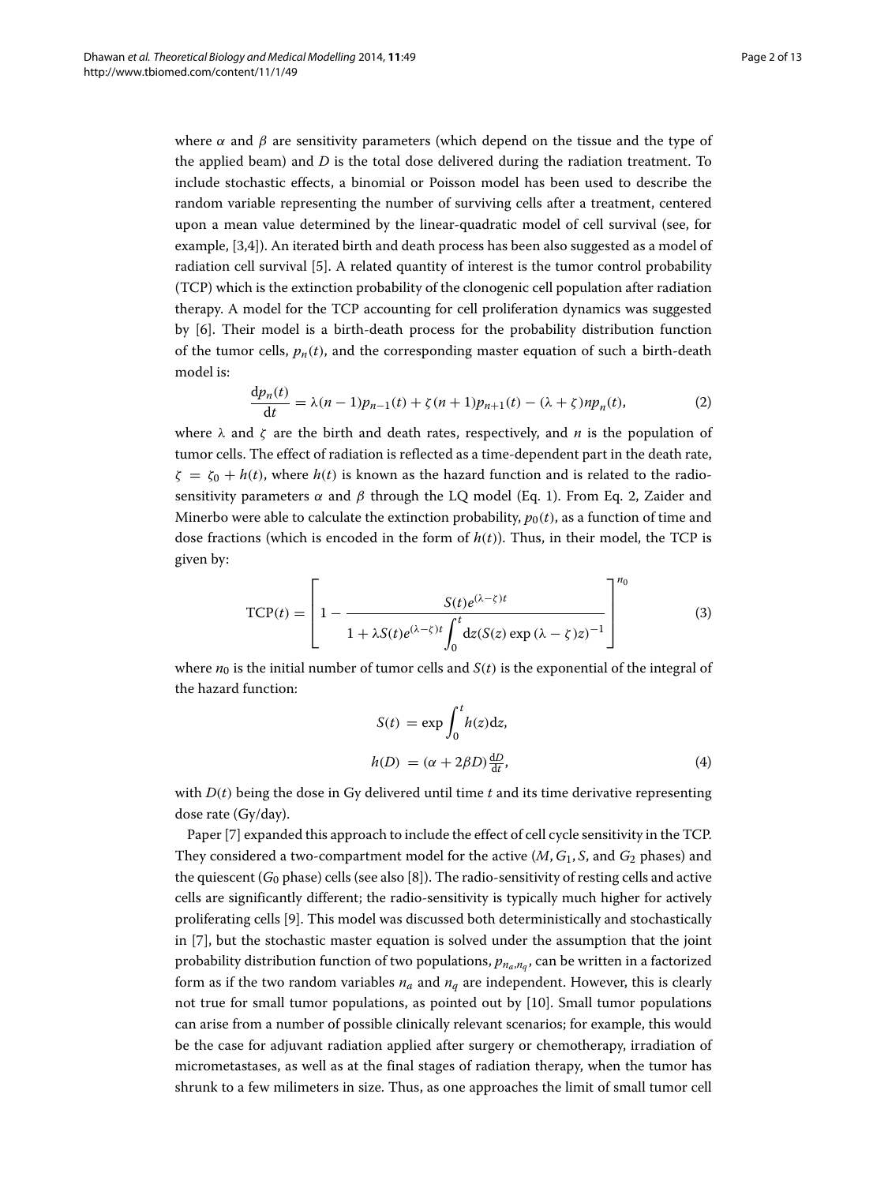where $\alpha$ and $\beta$ are sensitivity parameters (which depend on the tissue and the type of the applied beam) and $D$ is the total dose delivered during the radiation treatment. To include stochastic effects, a binomial or Poisson model has been used to describe the random variable representing the number of surviving cells after a treatment, centered upon a mean value determined by the linear-quadratic model of cell survival (see, for example, [3,4]). An iterated birth and death process has been also suggested as a model of radiation cell survival [5]. A related quantity of interest is the tumor control probability (TCP) which is the extinction probability of the clonogenic cell population after radiation therapy. A model for the TCP accounting for cell proliferation dynamics was suggested by [6]. Their model is a birth-death process for the probability distribution function of the tumor cells, $p_n(t)$, and the corresponding master equation of such a birth-death model is:

$$\frac{\mathrm{d}p_n(t)}{\mathrm{d}t} = \lambda(n-1)p_{n-1}(t) + \zeta(n+1)p_{n+1}(t) - (\lambda + \zeta)np_n(t), \tag{2}$$

where $\lambda$ and $\zeta$ are the birth and death rates, respectively, and $n$ is the population of tumor cells. The effect of radiation is reflected as a time-dependent part in the death rate, $\zeta = \zeta_0 + h(t)$, where $h(t)$ is known as the hazard function and is related to the radio-sensitivity parameters $\alpha$ and $\beta$ through the LQ model (Eq. 1). From Eq. 2, Zaider and Minerbo were able to calculate the extinction probability, $p_0(t)$, as a function of time and dose fractions (which is encoded in the form of $h(t)$). Thus, in their model, the TCP is given by:

$$\mathrm{TCP}(t) = \left[1 - \frac{S(t)e^{(\lambda-\zeta)t}}{1 + \lambda S(t)e^{(\lambda-\zeta)t}\int_0^t \mathrm{d}z(S(z)\exp{(\lambda-\zeta)z})^{-1}}\right]^{n_0} \tag{3}$$

where $n_0$ is the initial number of tumor cells and $S(t)$ is the exponential of the integral of the hazard function:

$$\begin{aligned} S(t) &= \exp\int_0^t h(z)\mathrm{d}z, \\ h(D) &= (\alpha + 2\beta D)\tfrac{\mathrm{d}D}{\mathrm{d}t}, \end{aligned} \tag{4}$$

with $D(t)$ being the dose in Gy delivered until time $t$ and its time derivative representing dose rate (Gy/day).

Paper [7] expanded this approach to include the effect of cell cycle sensitivity in the TCP. They considered a two-compartment model for the active ($M, G_1, S$, and $G_2$ phases) and the quiescent ($G_0$ phase) cells (see also [8]). The radio-sensitivity of resting cells and active cells are significantly different; the radio-sensitivity is typically much higher for actively proliferating cells [9]. This model was discussed both deterministically and stochastically in [7], but the stochastic master equation is solved under the assumption that the joint probability distribution function of two populations, $p_{n_a,n_q}$, can be written in a factorized form as if the two random variables $n_a$ and $n_q$ are independent. However, this is clearly not true for small tumor populations, as pointed out by [10]. Small tumor populations can arise from a number of possible clinically relevant scenarios; for example, this would be the case for adjuvant radiation applied after surgery or chemotherapy, irradiation of micrometastases, as well as at the final stages of radiation therapy, when the tumor has shrunk to a few milimeters in size. Thus, as one approaches the limit of small tumor cell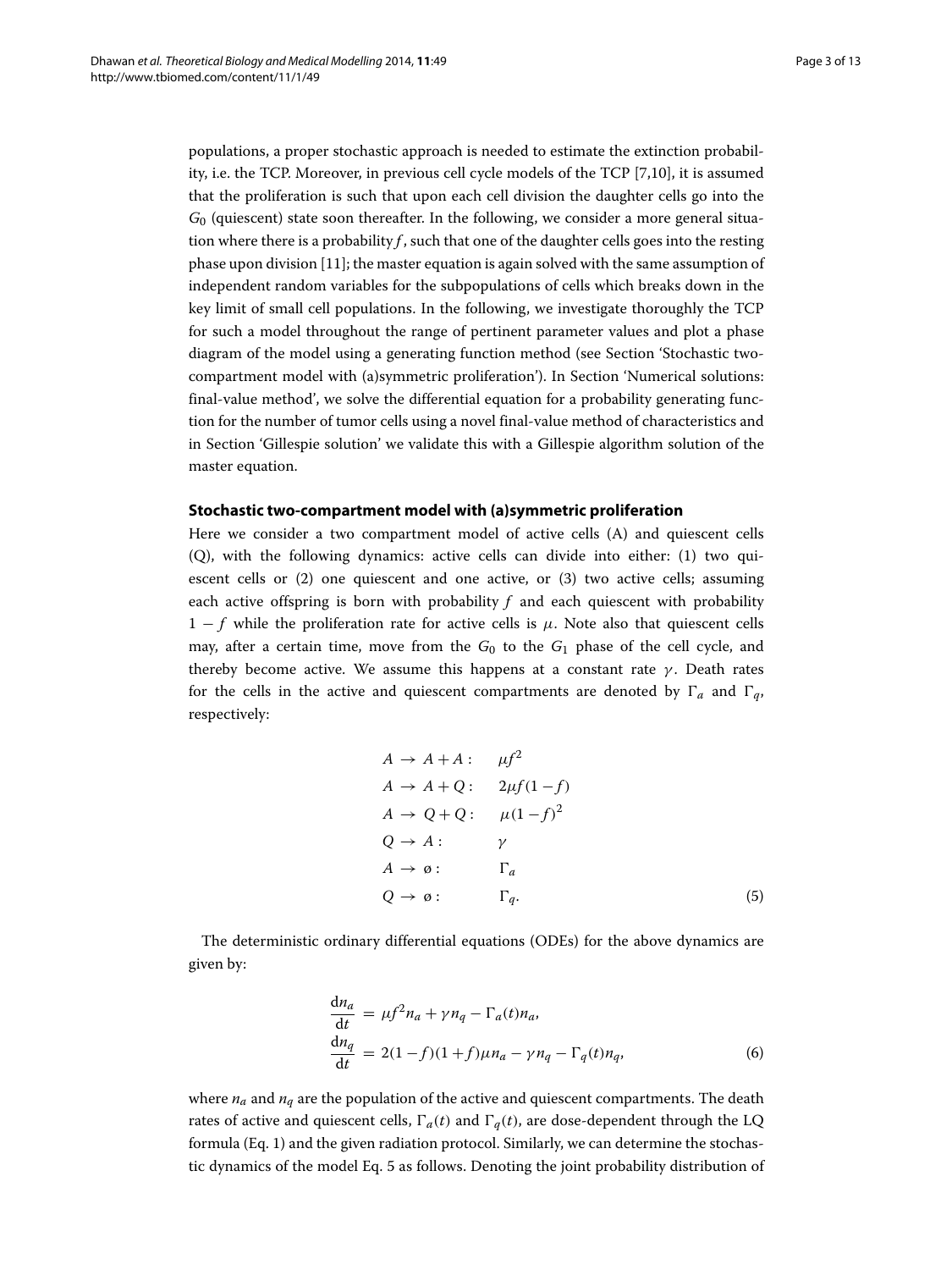populations, a proper stochastic approach is needed to estimate the extinction probability, i.e. the TCP. Moreover, in previous cell cycle models of the TCP [7,10], it is assumed that the proliferation is such that upon each cell division the daughter cells go into the $G_0$ (quiescent) state soon thereafter. In the following, we consider a more general situation where there is a probability $f$, such that one of the daughter cells goes into the resting phase upon division [11]; the master equation is again solved with the same assumption of independent random variables for the subpopulations of cells which breaks down in the key limit of small cell populations. In the following, we investigate thoroughly the TCP for such a model throughout the range of pertinent parameter values and plot a phase diagram of the model using a generating function method (see Section 'Stochastic two-compartment model with (a)symmetric proliferation'). In Section 'Numerical solutions: final-value method', we solve the differential equation for a probability generating function for the number of tumor cells using a novel final-value method of characteristics and in Section 'Gillespie solution' we validate this with a Gillespie algorithm solution of the master equation.

### Stochastic two-compartment model with (a)symmetric proliferation

Here we consider a two compartment model of active cells (A) and quiescent cells (Q), with the following dynamics: active cells can divide into either: (1) two quiescent cells or (2) one quiescent and one active, or (3) two active cells; assuming each active offspring is born with probability $f$ and each quiescent with probability $1-f$ while the proliferation rate for active cells is $\mu$. Note also that quiescent cells may, after a certain time, move from the $G_0$ to the $G_1$ phase of the cell cycle, and thereby become active. We assume this happens at a constant rate $\gamma$. Death rates for the cells in the active and quiescent compartments are denoted by $\Gamma_a$ and $\Gamma_q$, respectively:

$$
\begin{aligned}
A &\to A+A: && \mu f^2 \\
A &\to A+Q: && 2\mu f(1-f) \\
A &\to Q+Q: && \mu(1-f)^2 \\
Q &\to A: && \gamma \\
A &\to \emptyset: && \Gamma_a \\
Q &\to \emptyset: && \Gamma_q.
\end{aligned}
\tag{5}
$$

The deterministic ordinary differential equations (ODEs) for the above dynamics are given by:

$$
\begin{aligned}
\frac{\mathrm{d}n_a}{\mathrm{d}t} &= \mu f^2 n_a + \gamma n_q - \Gamma_a(t) n_a, \\
\frac{\mathrm{d}n_q}{\mathrm{d}t} &= 2(1-f)(1+f)\mu n_a - \gamma n_q - \Gamma_q(t) n_q,
\end{aligned}
\tag{6}
$$

where $n_a$ and $n_q$ are the population of the active and quiescent compartments. The death rates of active and quiescent cells, $\Gamma_a(t)$ and $\Gamma_q(t)$, are dose-dependent through the LQ formula (Eq. 1) and the given radiation protocol. Similarly, we can determine the stochastic dynamics of the model Eq. 5 as follows. Denoting the joint probability distribution of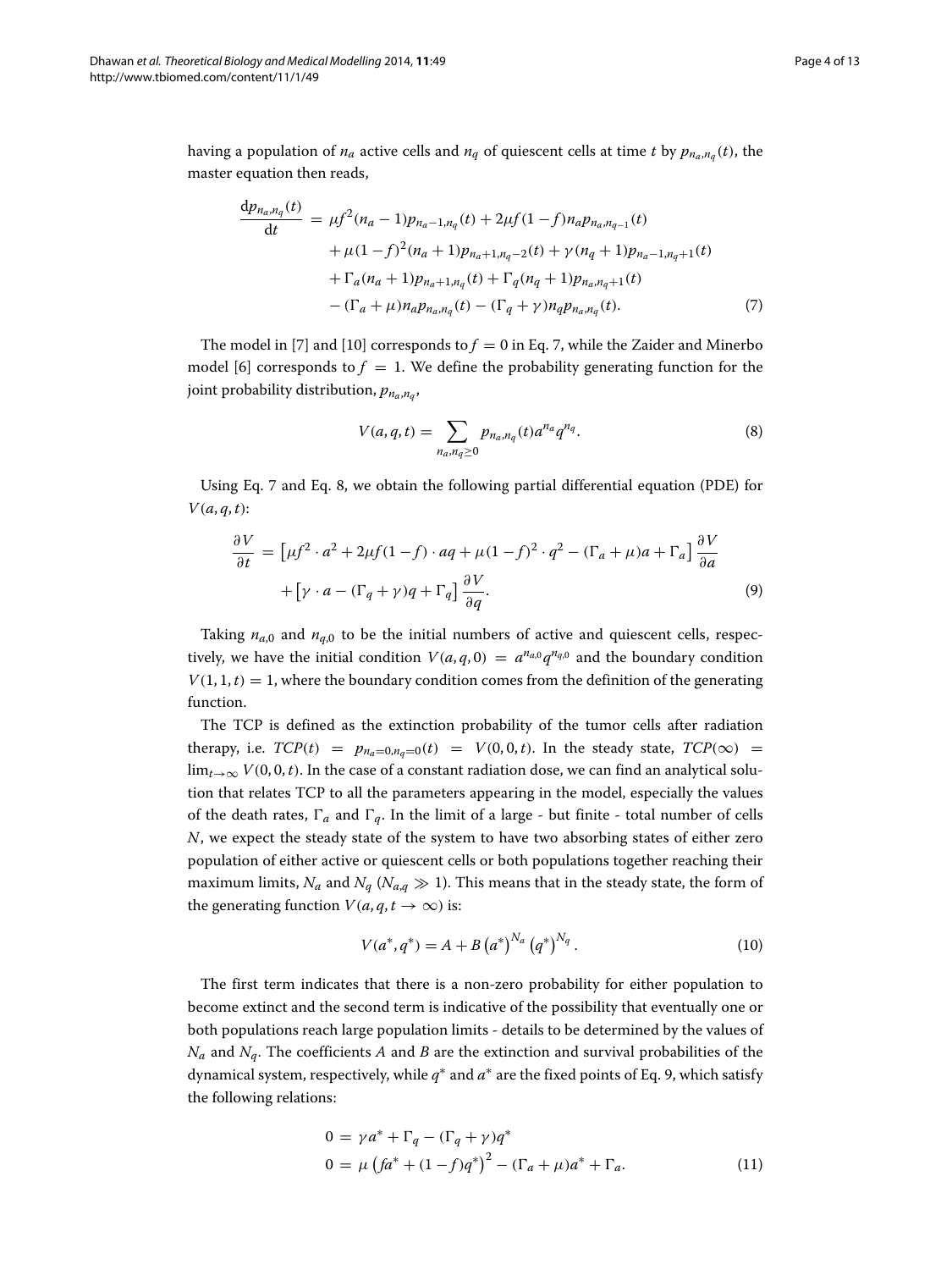having a population of $n_a$ active cells and $n_q$ of quiescent cells at time $t$ by $p_{n_a,n_q}(t)$, the master equation then reads,

$$
\begin{aligned}
\frac{\mathrm{d}p_{n_a,n_q}(t)}{\mathrm{d}t} &= \mu f^2(n_a-1)p_{n_a-1,n_q}(t) + 2\mu f(1-f)n_a p_{n_a,n_q-1}(t) \\
&\quad + \mu(1-f)^2(n_a+1)p_{n_a+1,n_q-2}(t) + \gamma(n_q+1)p_{n_a-1,n_q+1}(t) \\
&\quad + \Gamma_a(n_a+1)p_{n_a+1,n_q}(t) + \Gamma_q(n_q+1)p_{n_a,n_q+1}(t) \\
&\quad - (\Gamma_a+\mu)n_a p_{n_a,n_q}(t) - (\Gamma_q+\gamma)n_q p_{n_a,n_q}(t).
\end{aligned} \tag{7}
$$

The model in [7] and [10] corresponds to $f = 0$ in Eq. 7, while the Zaider and Minerbo model [6] corresponds to $f = 1$. We define the probability generating function for the joint probability distribution, $p_{n_a,n_q}$,

$$
V(a,q,t) = \sum_{n_a,n_q \geq 0} p_{n_a,n_q}(t) a^{n_a} q^{n_q}. \tag{8}
$$

Using Eq. 7 and Eq. 8, we obtain the following partial differential equation (PDE) for $V(a,q,t)$:

$$
\begin{aligned}
\frac{\partial V}{\partial t} &= \left[\mu f^2 \cdot a^2 + 2\mu f(1-f)\cdot aq + \mu(1-f)^2 \cdot q^2 - (\Gamma_a+\mu)a + \Gamma_a\right]\frac{\partial V}{\partial a} \\
&\quad + \left[\gamma \cdot a - (\Gamma_q+\gamma)q + \Gamma_q\right]\frac{\partial V}{\partial q}.
\end{aligned} \tag{9}
$$

Taking $n_{a,0}$ and $n_{q,0}$ to be the initial numbers of active and quiescent cells, respectively, we have the initial condition $V(a,q,0) = a^{n_{a,0}} q^{n_{q,0}}$ and the boundary condition $V(1,1,t) = 1$, where the boundary condition comes from the definition of the generating function.

The TCP is defined as the extinction probability of the tumor cells after radiation therapy, i.e. $TCP(t) = p_{n_a=0,n_q=0}(t) = V(0,0,t)$. In the steady state, $TCP(\infty) = \lim_{t\to\infty} V(0,0,t)$. In the case of a constant radiation dose, we can find an analytical solution that relates TCP to all the parameters appearing in the model, especially the values of the death rates, $\Gamma_a$ and $\Gamma_q$. In the limit of a large - but finite - total number of cells $N$, we expect the steady state of the system to have two absorbing states of either zero population of either active or quiescent cells or both populations together reaching their maximum limits, $N_a$ and $N_q$ ($N_{a,q} \gg 1$). This means that in the steady state, the form of the generating function $V(a,q,t\to\infty)$ is:

$$
V(a^*,q^*) = A + B\left(a^*\right)^{N_a}\left(q^*\right)^{N_q}. \tag{10}
$$

The first term indicates that there is a non-zero probability for either population to become extinct and the second term is indicative of the possibility that eventually one or both populations reach large population limits - details to be determined by the values of $N_a$ and $N_q$. The coefficients $A$ and $B$ are the extinction and survival probabilities of the dynamical system, respectively, while $q^*$ and $a^*$ are the fixed points of Eq. 9, which satisfy the following relations:

$$
\begin{aligned}
0 &= \gamma a^* + \Gamma_q - (\Gamma_q+\gamma)q^* \\
0 &= \mu\left(fa^* + (1-f)q^*\right)^2 - (\Gamma_a+\mu)a^* + \Gamma_a.
\end{aligned} \tag{11}
$$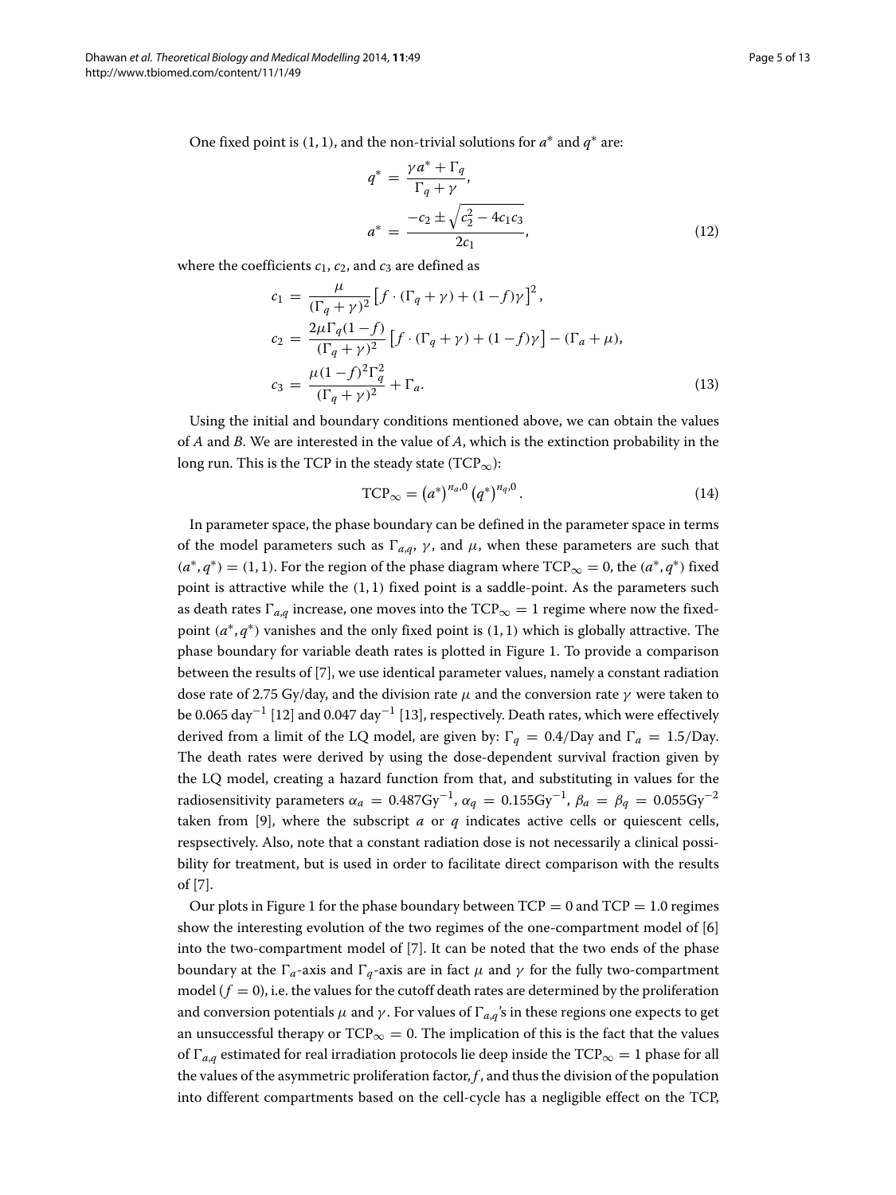One fixed point is $(1, 1)$, and the non-trivial solutions for $a^*$ and $q^*$ are:

$$
\begin{aligned}
q^* &= \frac{\gamma a^* + \Gamma_q}{\Gamma_q + \gamma}, \\
a^* &= \frac{-c_2 \pm \sqrt{c_2^2 - 4c_1 c_3}}{2c_1},
\end{aligned}
\tag{12}
$$

where the coefficients $c_1$, $c_2$, and $c_3$ are defined as

$$
\begin{aligned}
c_1 &= \frac{\mu}{(\Gamma_q + \gamma)^2} \left[ f \cdot (\Gamma_q + \gamma) + (1-f)\gamma \right]^2, \\
c_2 &= \frac{2\mu \Gamma_q (1-f)}{(\Gamma_q + \gamma)^2} \left[ f \cdot (\Gamma_q + \gamma) + (1-f)\gamma \right] - (\Gamma_a + \mu), \\
c_3 &= \frac{\mu (1-f)^2 \Gamma_q^2}{(\Gamma_q + \gamma)^2} + \Gamma_a.
\end{aligned}
\tag{13}
$$

Using the initial and boundary conditions mentioned above, we can obtain the values of $A$ and $B$. We are interested in the value of $A$, which is the extinction probability in the long run. This is the TCP in the steady state ($\text{TCP}_\infty$):

$$
\text{TCP}_\infty = \left(a^*\right)^{n_{a,0}} \left(q^*\right)^{n_{q,0}}. \tag{14}
$$

In parameter space, the phase boundary can be defined in the parameter space in terms of the model parameters such as $\Gamma_{a,q}$, $\gamma$, and $\mu$, when these parameters are such that $(a^*, q^*) = (1, 1)$. For the region of the phase diagram where $\text{TCP}_\infty = 0$, the $(a^*, q^*)$ fixed point is attractive while the $(1, 1)$ fixed point is a saddle-point. As the parameters such as death rates $\Gamma_{a,q}$ increase, one moves into the $\text{TCP}_\infty = 1$ regime where now the fixed-point $(a^*, q^*)$ vanishes and the only fixed point is $(1, 1)$ which is globally attractive. The phase boundary for variable death rates is plotted in Figure 1. To provide a comparison between the results of [7], we use identical parameter values, namely a constant radiation dose rate of 2.75 Gy/day, and the division rate $\mu$ and the conversion rate $\gamma$ were taken to be 0.065 $\text{day}^{-1}$ [12] and 0.047 $\text{day}^{-1}$ [13], respectively. Death rates, which were effectively derived from a limit of the LQ model, are given by: $\Gamma_q = 0.4$/Day and $\Gamma_a = 1.5$/Day. The death rates were derived by using the dose-dependent survival fraction given by the LQ model, creating a hazard function from that, and substituting in values for the radiosensitivity parameters $\alpha_a = 0.487\text{Gy}^{-1}$, $\alpha_q = 0.155\text{Gy}^{-1}$, $\beta_a = \beta_q = 0.055\text{Gy}^{-2}$ taken from [9], where the subscript $a$ or $q$ indicates active cells or quiescent cells, respsectively. Also, note that a constant radiation dose is not necessarily a clinical possibility for treatment, but is used in order to facilitate direct comparison with the results of [7].

Our plots in Figure 1 for the phase boundary between $\text{TCP} = 0$ and $\text{TCP} = 1.0$ regimes show the interesting evolution of the two regimes of the one-compartment model of [6] into the two-compartment model of [7]. It can be noted that the two ends of the phase boundary at the $\Gamma_a$-axis and $\Gamma_q$-axis are in fact $\mu$ and $\gamma$ for the fully two-compartment model ($f = 0$), i.e. the values for the cutoff death rates are determined by the proliferation and conversion potentials $\mu$ and $\gamma$. For values of $\Gamma_{a,q}$'s in these regions one expects to get an unsuccessful therapy or $\text{TCP}_\infty = 0$. The implication of this is the fact that the values of $\Gamma_{a,q}$ estimated for real irradiation protocols lie deep inside the $\text{TCP}_\infty = 1$ phase for all the values of the asymmetric proliferation factor, $f$, and thus the division of the population into different compartments based on the cell-cycle has a negligible effect on the TCP,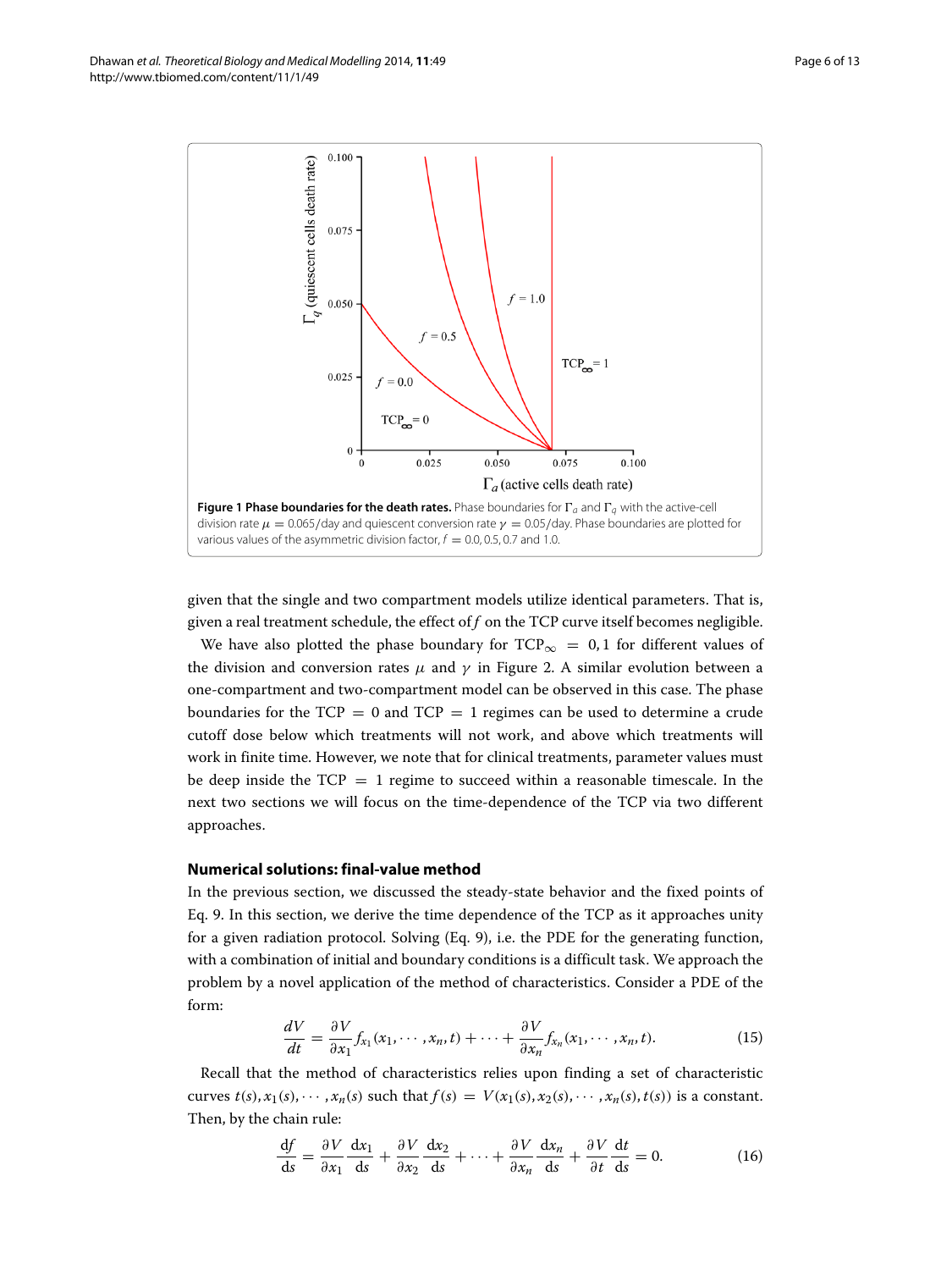**Figure 1 Phase boundaries for the death rates.** Phase boundaries for $\Gamma_a$ and $\Gamma_q$ with the active-cell division rate $\mu = 0.065$/day and quiescent conversion rate $\gamma = 0.05$/day. Phase boundaries are plotted for various values of the asymmetric division factor, $f = 0.0, 0.5, 0.7$ and $1.0$.

given that the single and two compartment models utilize identical parameters. That is, given a real treatment schedule, the effect of $f$ on the TCP curve itself becomes negligible.

We have also plotted the phase boundary for $\text{TCP}_\infty = 0, 1$ for different values of the division and conversion rates $\mu$ and $\gamma$ in Figure 2. A similar evolution between a one-compartment and two-compartment model can be observed in this case. The phase boundaries for the TCP $= 0$ and TCP $= 1$ regimes can be used to determine a crude cutoff dose below which treatments will not work, and above which treatments will work in finite time. However, we note that for clinical treatments, parameter values must be deep inside the TCP $= 1$ regime to succeed within a reasonable timescale. In the next two sections we will focus on the time-dependence of the TCP via two different approaches.

### Numerical solutions: final-value method

In the previous section, we discussed the steady-state behavior and the fixed points of Eq. 9. In this section, we derive the time dependence of the TCP as it approaches unity for a given radiation protocol. Solving (Eq. 9), i.e. the PDE for the generating function, with a combination of initial and boundary conditions is a difficult task. We approach the problem by a novel application of the method of characteristics. Consider a PDE of the form:

$$\frac{dV}{dt} = \frac{\partial V}{\partial x_1} f_{x_1}(x_1, \cdots, x_n, t) + \cdots + \frac{\partial V}{\partial x_n} f_{x_n}(x_1, \cdots, x_n, t). \tag{15}$$

Recall that the method of characteristics relies upon finding a set of characteristic curves $t(s), x_1(s), \cdots, x_n(s)$ such that $f(s) = V(x_1(s), x_2(s), \cdots, x_n(s), t(s))$ is a constant. Then, by the chain rule:

$$\frac{\mathrm{d}f}{\mathrm{d}s} = \frac{\partial V}{\partial x_1}\frac{\mathrm{d}x_1}{\mathrm{d}s} + \frac{\partial V}{\partial x_2}\frac{\mathrm{d}x_2}{\mathrm{d}s} + \cdots + \frac{\partial V}{\partial x_n}\frac{\mathrm{d}x_n}{\mathrm{d}s} + \frac{\partial V}{\partial t}\frac{\mathrm{d}t}{\mathrm{d}s} = 0. \tag{16}$$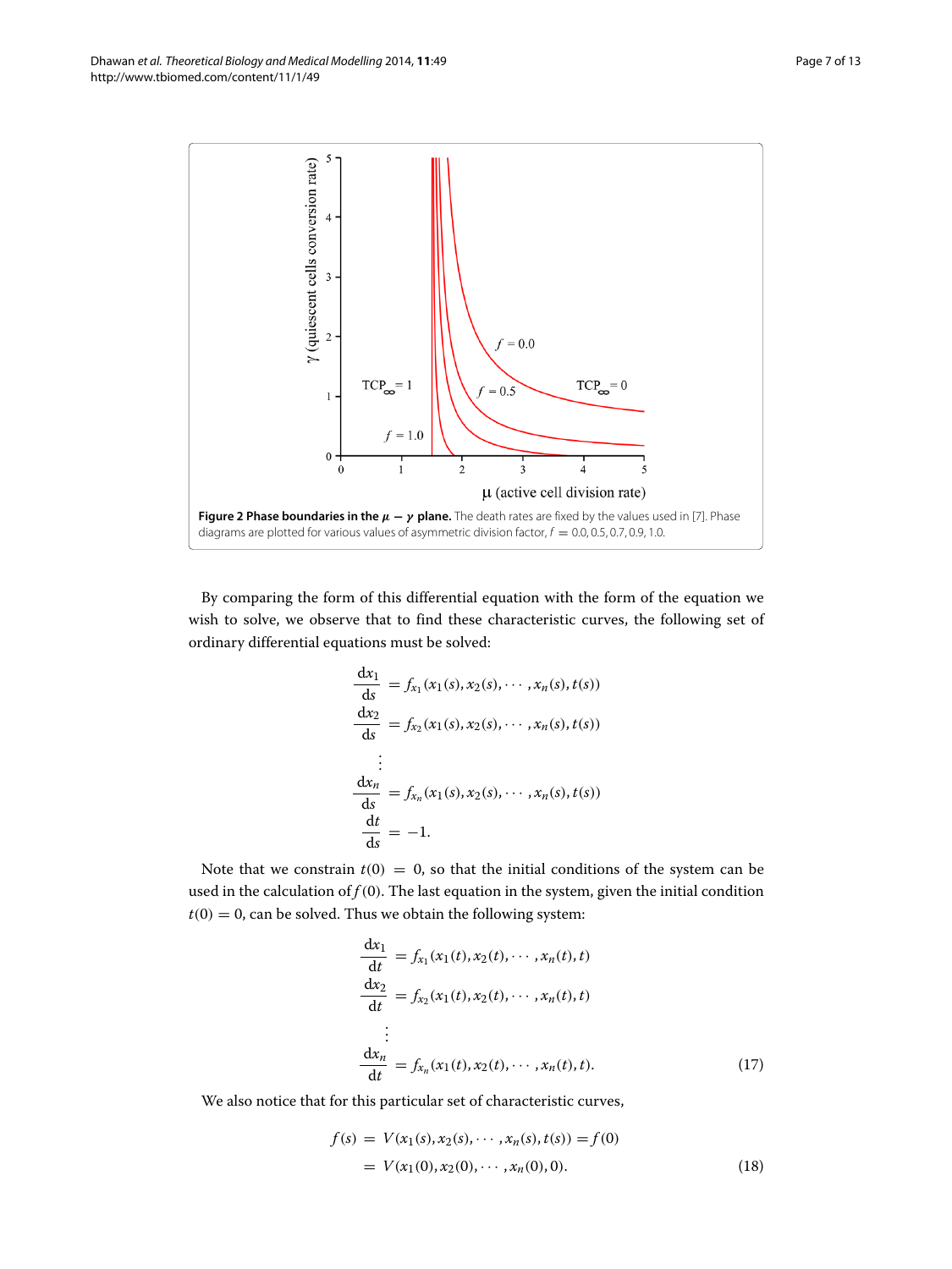**Figure 2 Phase boundaries in the $\mu - \gamma$ plane.** The death rates are fixed by the values used in [7]. Phase diagrams are plotted for various values of asymmetric division factor, $f = 0.0, 0.5, 0.7, 0.9, 1.0$.

By comparing the form of this differential equation with the form of the equation we wish to solve, we observe that to find these characteristic curves, the following set of ordinary differential equations must be solved:

$$
\begin{aligned}
\frac{\mathrm{d}x_1}{\mathrm{d}s} &= f_{x_1}(x_1(s), x_2(s), \cdots, x_n(s), t(s)) \\
\frac{\mathrm{d}x_2}{\mathrm{d}s} &= f_{x_2}(x_1(s), x_2(s), \cdots, x_n(s), t(s)) \\
&\vdots \\
\frac{\mathrm{d}x_n}{\mathrm{d}s} &= f_{x_n}(x_1(s), x_2(s), \cdots, x_n(s), t(s)) \\
\frac{\mathrm{d}t}{\mathrm{d}s} &= -1.
\end{aligned}
$$

Note that we constrain $t(0) = 0$, so that the initial conditions of the system can be used in the calculation of $f(0)$. The last equation in the system, given the initial condition $t(0) = 0$, can be solved. Thus we obtain the following system:

$$
\begin{aligned}
\frac{\mathrm{d}x_1}{\mathrm{d}t} &= f_{x_1}(x_1(t), x_2(t), \cdots, x_n(t), t) \\
\frac{\mathrm{d}x_2}{\mathrm{d}t} &= f_{x_2}(x_1(t), x_2(t), \cdots, x_n(t), t) \\
&\vdots \\
\frac{\mathrm{d}x_n}{\mathrm{d}t} &= f_{x_n}(x_1(t), x_2(t), \cdots, x_n(t), t).
\end{aligned} \tag{17}
$$

We also notice that for this particular set of characteristic curves,

$$
\begin{aligned}
f(s) &= V(x_1(s), x_2(s), \cdots, x_n(s), t(s)) = f(0) \\
&= V(x_1(0), x_2(0), \cdots, x_n(0), 0).
\end{aligned} \tag{18}
$$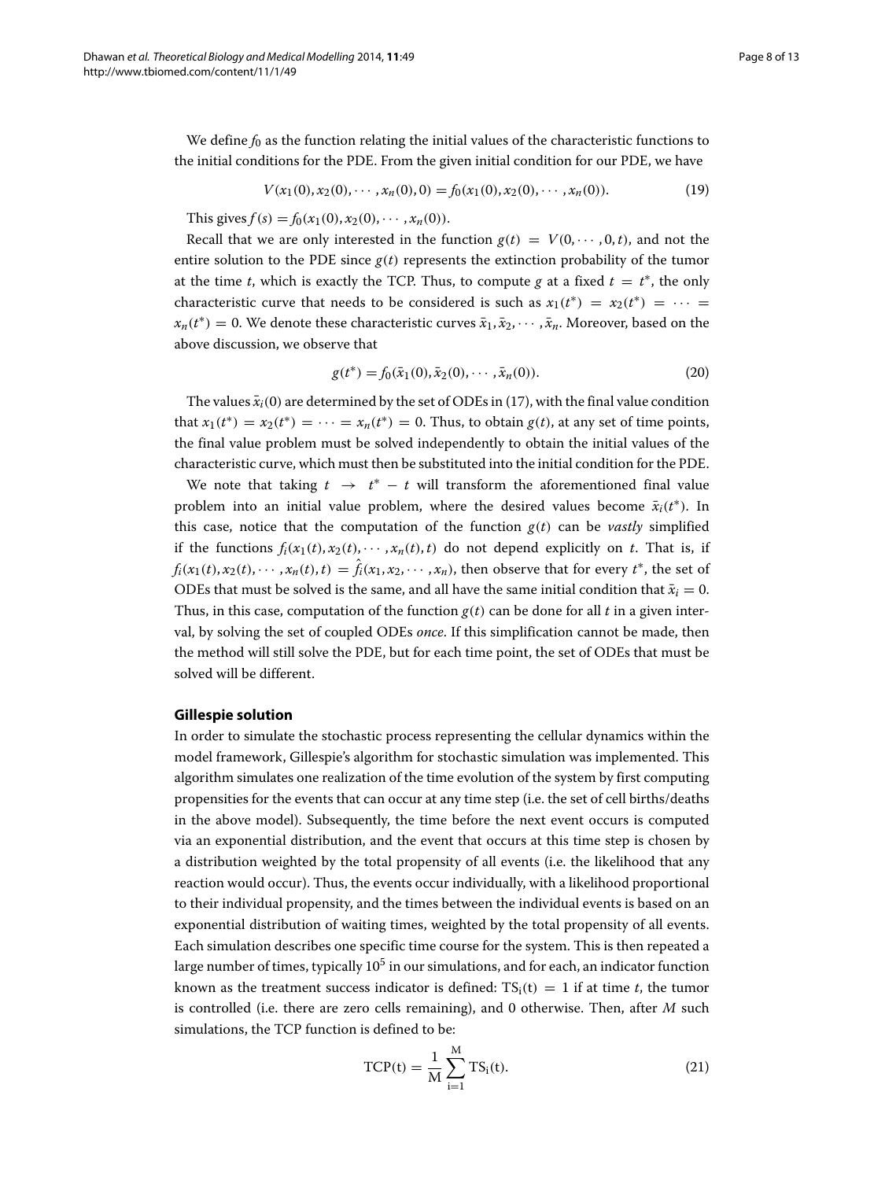We define $f_0$ as the function relating the initial values of the characteristic functions to the initial conditions for the PDE. From the given initial condition for our PDE, we have

$$V(x_1(0), x_2(0), \cdots, x_n(0), 0) = f_0(x_1(0), x_2(0), \cdots, x_n(0)). \tag{19}$$

This gives $f(s) = f_0(x_1(0), x_2(0), \cdots, x_n(0))$.

Recall that we are only interested in the function $g(t) = V(0, \cdots, 0, t)$, and not the entire solution to the PDE since $g(t)$ represents the extinction probability of the tumor at the time $t$, which is exactly the TCP. Thus, to compute $g$ at a fixed $t = t^*$, the only characteristic curve that needs to be considered is such as $x_1(t^*) = x_2(t^*) = \cdots = x_n(t^*) = 0$. We denote these characteristic curves $\bar{x}_1, \bar{x}_2, \cdots, \bar{x}_n$. Moreover, based on the above discussion, we observe that

$$g(t^*) = f_0(\bar{x}_1(0), \bar{x}_2(0), \cdots, \bar{x}_n(0)). \tag{20}$$

The values $\bar{x}_i(0)$ are determined by the set of ODEs in (17), with the final value condition that $x_1(t^*) = x_2(t^*) = \cdots = x_n(t^*) = 0$. Thus, to obtain $g(t)$, at any set of time points, the final value problem must be solved independently to obtain the initial values of the characteristic curve, which must then be substituted into the initial condition for the PDE.

We note that taking $t \rightarrow t^* - t$ will transform the aforementioned final value problem into an initial value problem, where the desired values become $\bar{x}_i(t^*)$. In this case, notice that the computation of the function $g(t)$ can be *vastly* simplified if the functions $f_i(x_1(t), x_2(t), \cdots, x_n(t), t)$ do not depend explicitly on $t$. That is, if $f_i(x_1(t), x_2(t), \cdots, x_n(t), t) = \hat{f}_i(x_1, x_2, \cdots, x_n)$, then observe that for every $t^*$, the set of ODEs that must be solved is the same, and all have the same initial condition that $\bar{x}_i = 0$. Thus, in this case, computation of the function $g(t)$ can be done for all $t$ in a given interval, by solving the set of coupled ODEs *once*. If this simplification cannot be made, then the method will still solve the PDE, but for each time point, the set of ODEs that must be solved will be different.

### Gillespie solution

In order to simulate the stochastic process representing the cellular dynamics within the model framework, Gillespie's algorithm for stochastic simulation was implemented. This algorithm simulates one realization of the time evolution of the system by first computing propensities for the events that can occur at any time step (i.e. the set of cell births/deaths in the above model). Subsequently, the time before the next event occurs is computed via an exponential distribution, and the event that occurs at this time step is chosen by a distribution weighted by the total propensity of all events (i.e. the likelihood that any reaction would occur). Thus, the events occur individually, with a likelihood proportional to their individual propensity, and the times between the individual events is based on an exponential distribution of waiting times, weighted by the total propensity of all events. Each simulation describes one specific time course for the system. This is then repeated a large number of times, typically $10^5$ in our simulations, and for each, an indicator function known as the treatment success indicator is defined: $\mathrm{TS_i(t)} = 1$ if at time $t$, the tumor is controlled (i.e. there are zero cells remaining), and 0 otherwise. Then, after $M$ such simulations, the TCP function is defined to be:

$$\mathrm{TCP(t)} = \frac{1}{\mathrm{M}} \sum_{\mathrm{i=1}}^{\mathrm{M}} \mathrm{TS_i(t)}. \tag{21}$$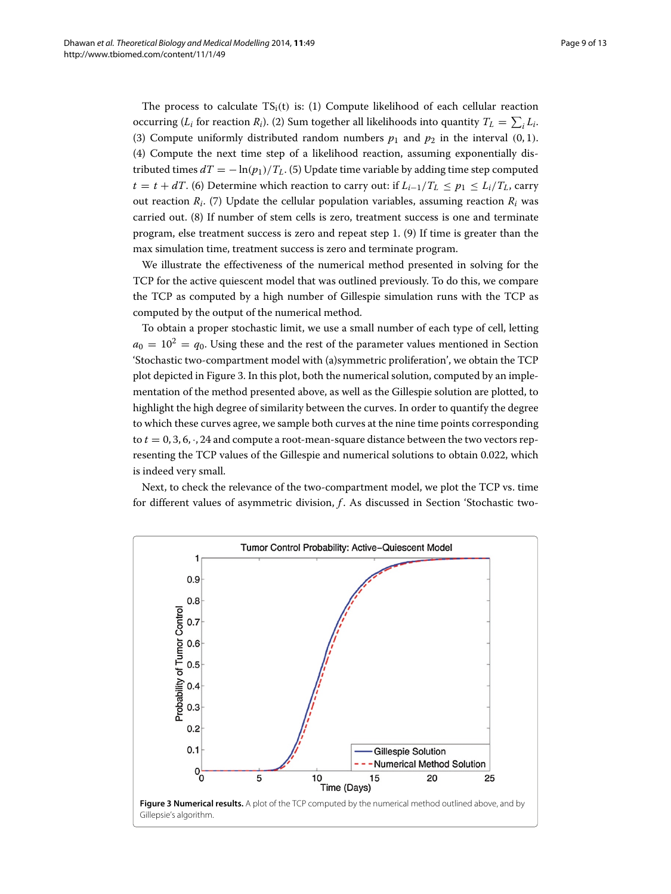The process to calculate $TS_i(t)$ is: (1) Compute likelihood of each cellular reaction occurring ($L_i$ for reaction $R_i$). (2) Sum together all likelihoods into quantity $T_L = \sum_i L_i$. (3) Compute uniformly distributed random numbers $p_1$ and $p_2$ in the interval $(0, 1)$. (4) Compute the next time step of a likelihood reaction, assuming exponentially distributed times $dT = -\ln(p_1)/T_L$. (5) Update time variable by adding time step computed $t = t + dT$. (6) Determine which reaction to carry out: if $L_{i-1}/T_L \leq p_1 \leq L_i/T_L$, carry out reaction $R_i$. (7) Update the cellular population variables, assuming reaction $R_i$ was carried out. (8) If number of stem cells is zero, treatment success is one and terminate program, else treatment success is zero and repeat step 1. (9) If time is greater than the max simulation time, treatment success is zero and terminate program.

We illustrate the effectiveness of the numerical method presented in solving for the TCP for the active quiescent model that was outlined previously. To do this, we compare the TCP as computed by a high number of Gillespie simulation runs with the TCP as computed by the output of the numerical method.

To obtain a proper stochastic limit, we use a small number of each type of cell, letting $a_0 = 10^2 = q_0$. Using these and the rest of the parameter values mentioned in Section 'Stochastic two-compartment model with (a)symmetric proliferation', we obtain the TCP plot depicted in Figure 3. In this plot, both the numerical solution, computed by an implementation of the method presented above, as well as the Gillespie solution are plotted, to highlight the high degree of similarity between the curves. In order to quantify the degree to which these curves agree, we sample both curves at the nine time points corresponding to $t = 0, 3, 6, \cdot, 24$ and compute a root-mean-square distance between the two vectors representing the TCP values of the Gillespie and numerical solutions to obtain 0.022, which is indeed very small.

Next, to check the relevance of the two-compartment model, we plot the TCP vs. time for different values of asymmetric division, $f$. As discussed in Section 'Stochastic two-

**Figure 3 Numerical results.** A plot of the TCP computed by the numerical method outlined above, and by Gillespie's algorithm.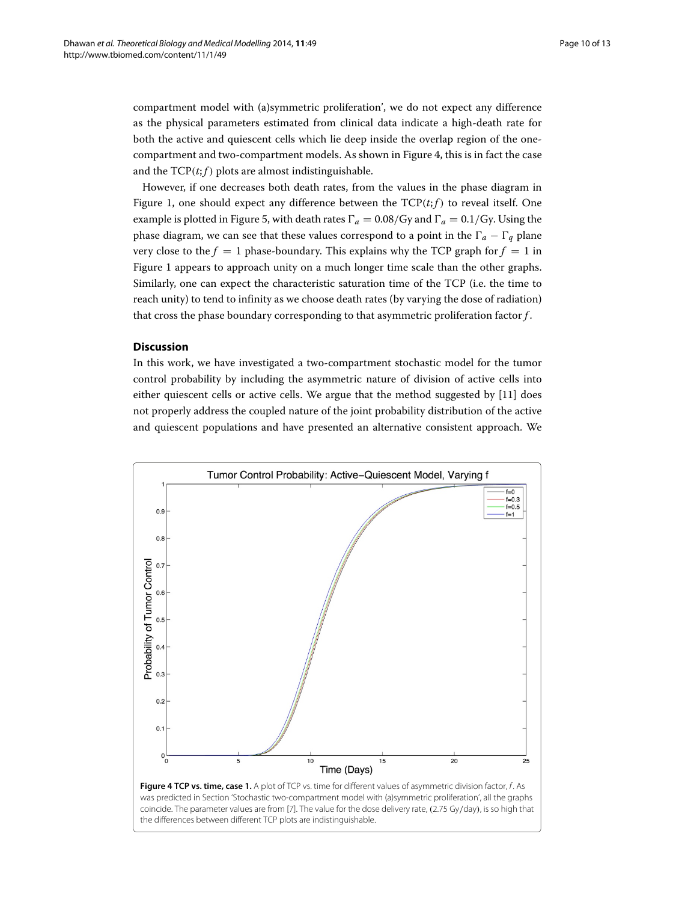compartment model with (a)symmetric proliferation', we do not expect any difference as the physical parameters estimated from clinical data indicate a high-death rate for both the active and quiescent cells which lie deep inside the overlap region of the one-compartment and two-compartment models. As shown in Figure 4, this is in fact the case and the $\mathrm{TCP}(t;f)$ plots are almost indistinguishable.

However, if one decreases both death rates, from the values in the phase diagram in Figure 1, one should expect any difference between the $\mathrm{TCP}(t;f)$ to reveal itself. One example is plotted in Figure 5, with death rates $\Gamma_a = 0.08/\mathrm{Gy}$ and $\Gamma_a = 0.1/\mathrm{Gy}$. Using the phase diagram, we can see that these values correspond to a point in the $\Gamma_a - \Gamma_q$ plane very close to the $f = 1$ phase-boundary. This explains why the TCP graph for $f = 1$ in Figure 1 appears to approach unity on a much longer time scale than the other graphs. Similarly, one can expect the characteristic saturation time of the TCP (i.e. the time to reach unity) to tend to infinity as we choose death rates (by varying the dose of radiation) that cross the phase boundary corresponding to that asymmetric proliferation factor $f$.

## Discussion

In this work, we have investigated a two-compartment stochastic model for the tumor control probability by including the asymmetric nature of division of active cells into either quiescent cells or active cells. We argue that the method suggested by [11] does not properly address the coupled nature of the joint probability distribution of the active and quiescent populations and have presented an alternative consistent approach. We

**Figure 4 TCP vs. time, case 1.** A plot of TCP vs. time for different values of asymmetric division factor, $f$. As was predicted in Section 'Stochastic two-compartment model with (a)symmetric proliferation', all the graphs coincide. The parameter values are from [7]. The value for the dose delivery rate, (2.75 Gy/day), is so high that the differences between different TCP plots are indistinguishable.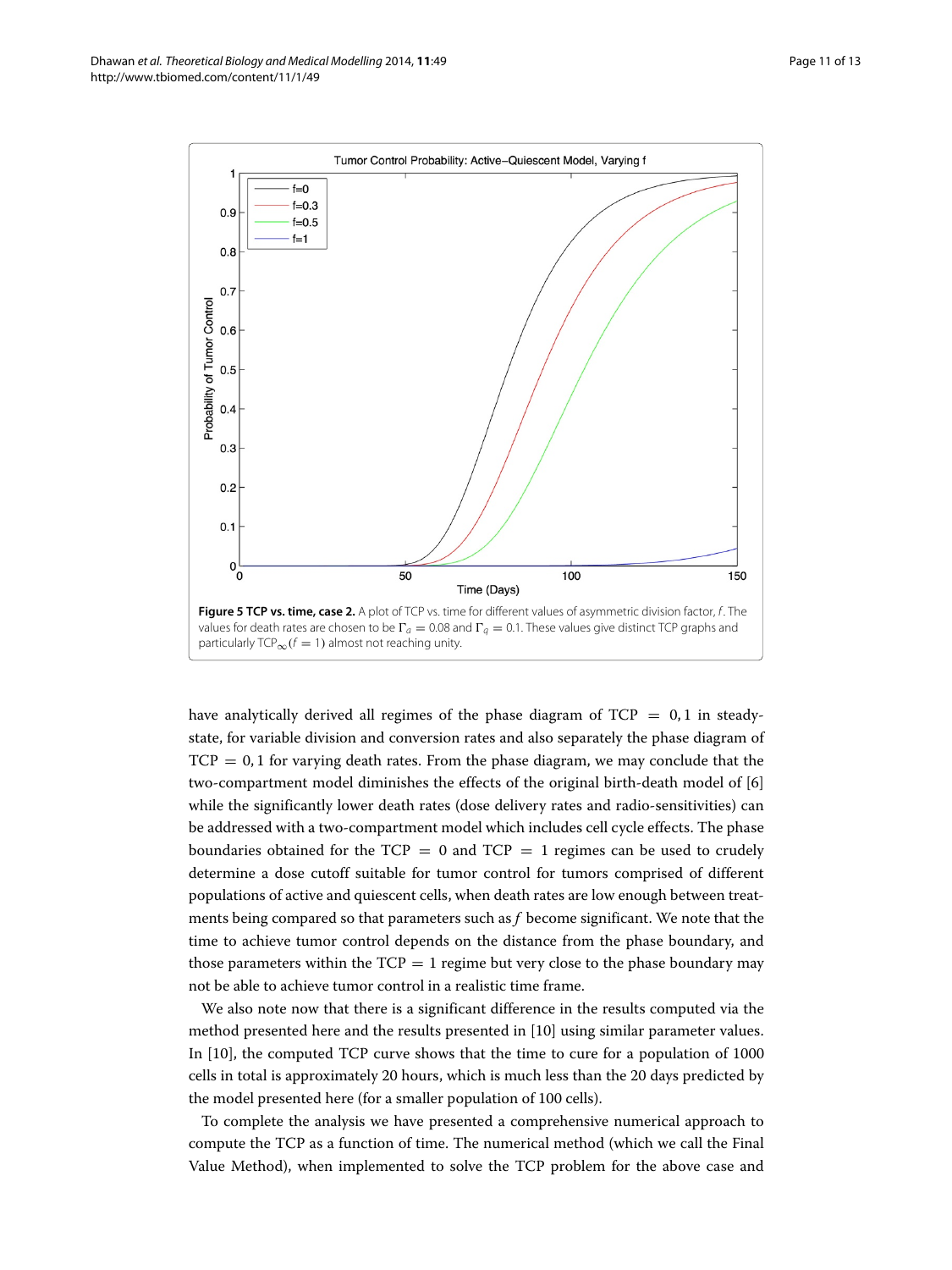**Figure 5 TCP vs. time, case 2.** A plot of TCP vs. time for different values of asymmetric division factor, $f$. The values for death rates are chosen to be $\Gamma_a = 0.08$ and $\Gamma_q = 0.1$. These values give distinct TCP graphs and particularly $\mathrm{TCP}_\infty(f = 1)$ almost not reaching unity.

have analytically derived all regimes of the phase diagram of TCP $= 0, 1$ in steady-state, for variable division and conversion rates and also separately the phase diagram of TCP $= 0, 1$ for varying death rates. From the phase diagram, we may conclude that the two-compartment model diminishes the effects of the original birth-death model of [6] while the significantly lower death rates (dose delivery rates and radio-sensitivities) can be addressed with a two-compartment model which includes cell cycle effects. The phase boundaries obtained for the TCP $= 0$ and TCP $= 1$ regimes can be used to crudely determine a dose cutoff suitable for tumor control for tumors comprised of different populations of active and quiescent cells, when death rates are low enough between treatments being compared so that parameters such as $f$ become significant. We note that the time to achieve tumor control depends on the distance from the phase boundary, and those parameters within the TCP $= 1$ regime but very close to the phase boundary may not be able to achieve tumor control in a realistic time frame.

We also note now that there is a significant difference in the results computed via the method presented here and the results presented in [10] using similar parameter values. In [10], the computed TCP curve shows that the time to cure for a population of 1000 cells in total is approximately 20 hours, which is much less than the 20 days predicted by the model presented here (for a smaller population of 100 cells).

To complete the analysis we have presented a comprehensive numerical approach to compute the TCP as a function of time. The numerical method (which we call the Final Value Method), when implemented to solve the TCP problem for the above case and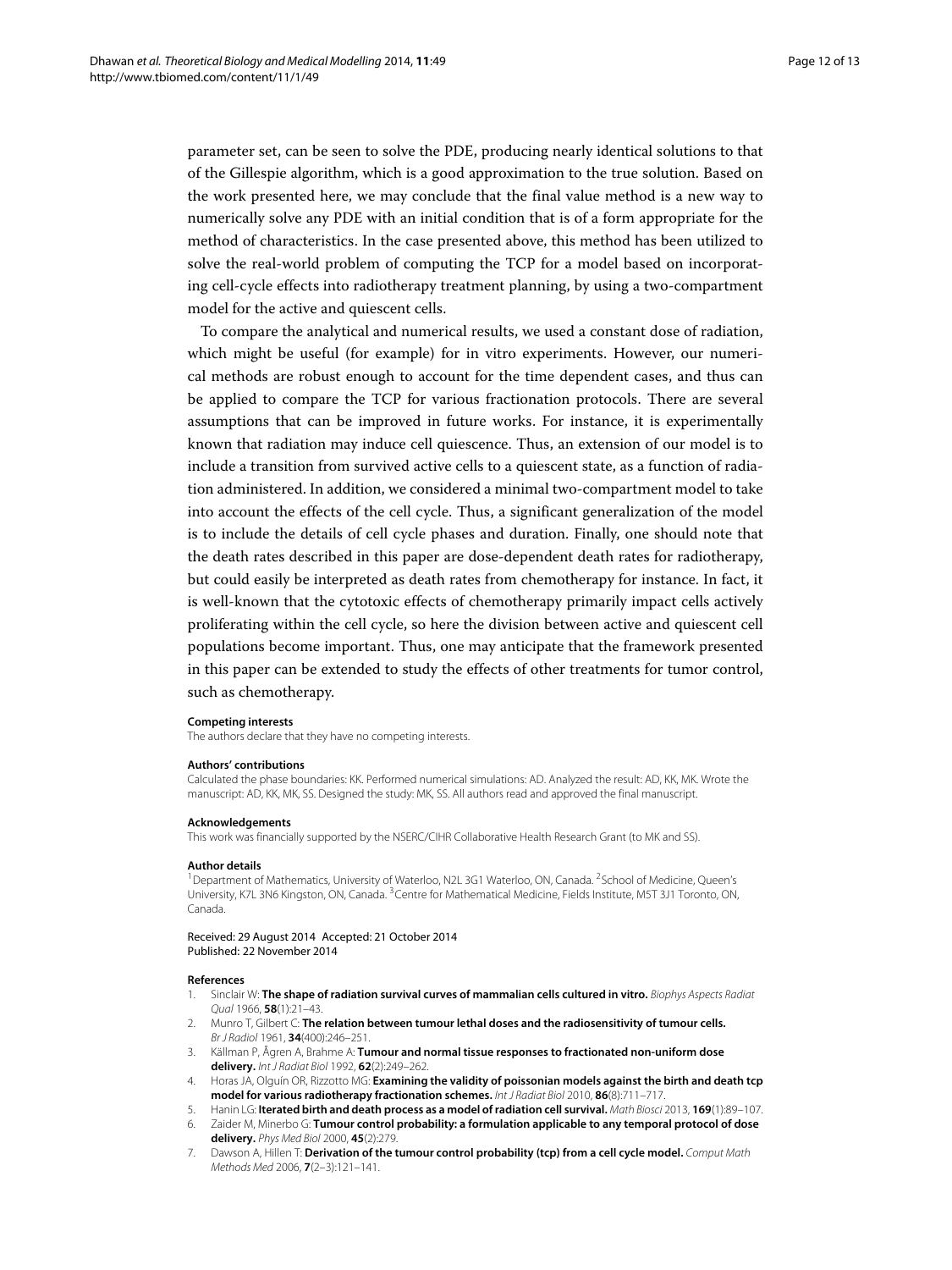parameter set, can be seen to solve the PDE, producing nearly identical solutions to that of the Gillespie algorithm, which is a good approximation to the true solution. Based on the work presented here, we may conclude that the final value method is a new way to numerically solve any PDE with an initial condition that is of a form appropriate for the method of characteristics. In the case presented above, this method has been utilized to solve the real-world problem of computing the TCP for a model based on incorporating cell-cycle effects into radiotherapy treatment planning, by using a two-compartment model for the active and quiescent cells.

To compare the analytical and numerical results, we used a constant dose of radiation, which might be useful (for example) for in vitro experiments. However, our numerical methods are robust enough to account for the time dependent cases, and thus can be applied to compare the TCP for various fractionation protocols. There are several assumptions that can be improved in future works. For instance, it is experimentally known that radiation may induce cell quiescence. Thus, an extension of our model is to include a transition from survived active cells to a quiescent state, as a function of radiation administered. In addition, we considered a minimal two-compartment model to take into account the effects of the cell cycle. Thus, a significant generalization of the model is to include the details of cell cycle phases and duration. Finally, one should note that the death rates described in this paper are dose-dependent death rates for radiotherapy, but could easily be interpreted as death rates from chemotherapy for instance. In fact, it is well-known that the cytotoxic effects of chemotherapy primarily impact cells actively proliferating within the cell cycle, so here the division between active and quiescent cell populations become important. Thus, one may anticipate that the framework presented in this paper can be extended to study the effects of other treatments for tumor control, such as chemotherapy.

#### Competing interests
The authors declare that they have no competing interests.

#### Authors' contributions
Calculated the phase boundaries: KK. Performed numerical simulations: AD. Analyzed the result: AD, KK, MK. Wrote the manuscript: AD, KK, MK, SS. Designed the study: MK, SS. All authors read and approved the final manuscript.

#### Acknowledgements
This work was financially supported by the NSERC/CIHR Collaborative Health Research Grant (to MK and SS).

#### Author details
[1]Department of Mathematics, University of Waterloo, N2L 3G1 Waterloo, ON, Canada. [2]School of Medicine, Queen's University, K7L 3N6 Kingston, ON, Canada. [3]Centre for Mathematical Medicine, Fields Institute, M5T 3J1 Toronto, ON, Canada.

Received: 29 August 2014 Accepted: 21 October 2014
Published: 22 November 2014

#### References
1. Sinclair W: **The shape of radiation survival curves of mammalian cells cultured in vitro.** *Biophys Aspects Radiat Qual* 1966, **58**(1):21–43.
2. Munro T, Gilbert C: **The relation between tumour lethal doses and the radiosensitivity of tumour cells.** *Br J Radiol* 1961, **34**(400):246–251.
3. Källman P, Ågren A, Brahme A: **Tumour and normal tissue responses to fractionated non-uniform dose delivery.** *Int J Radiat Biol* 1992, **62**(2):249–262.
4. Horas JA, Olguín OR, Rizzotto MG: **Examining the validity of poissonian models against the birth and death tcp model for various radiotherapy fractionation schemes.** *Int J Radiat Biol* 2010, **86**(8):711–717.
5. Hanin LG: **Iterated birth and death process as a model of radiation cell survival.** *Math Biosci* 2013, **169**(1):89–107.
6. Zaider M, Minerbo G: **Tumour control probability: a formulation applicable to any temporal protocol of dose delivery.** *Phys Med Biol* 2000, **45**(2):279.
7. Dawson A, Hillen T: **Derivation of the tumour control probability (tcp) from a cell cycle model.** *Comput Math Methods Med* 2006, **7**(2–3):121–141.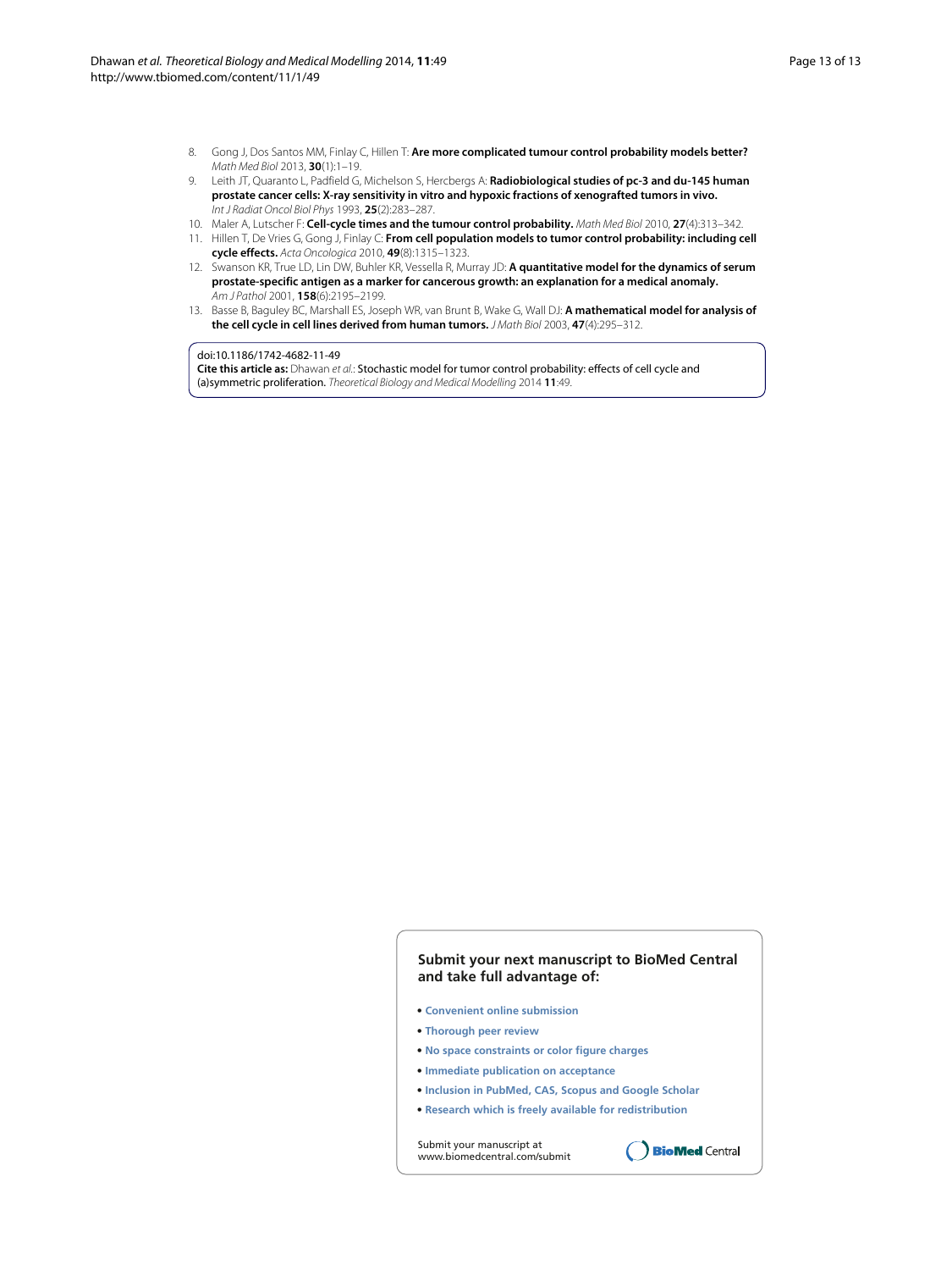8. Gong J, Dos Santos MM, Finlay C, Hillen T: **Are more complicated tumour control probability models better?** *Math Med Biol* 2013, **30**(1):1–19.
9. Leith JT, Quaranto L, Padfield G, Michelson S, Hercbergs A: **Radiobiological studies of pc-3 and du-145 human prostate cancer cells: X-ray sensitivity in vitro and hypoxic fractions of xenografted tumors in vivo.** *Int J Radiat Oncol Biol Phys* 1993, **25**(2):283–287.
10. Maler A, Lutscher F: **Cell-cycle times and the tumour control probability.** *Math Med Biol* 2010, **27**(4):313–342.
11. Hillen T, De Vries G, Gong J, Finlay C: **From cell population models to tumor control probability: including cell cycle effects.** *Acta Oncologica* 2010, **49**(8):1315–1323.
12. Swanson KR, True LD, Lin DW, Buhler KR, Vessella R, Murray JD: **A quantitative model for the dynamics of serum prostate-specific antigen as a marker for cancerous growth: an explanation for a medical anomaly.** *Am J Pathol* 2001, **158**(6):2195–2199.
13. Basse B, Baguley BC, Marshall ES, Joseph WR, van Brunt B, Wake G, Wall DJ: **A mathematical model for analysis of the cell cycle in cell lines derived from human tumors.** *J Math Biol* 2003, **47**(4):295–312.

doi:10.1186/1742-4682-11-49

**Cite this article as:** Dhawan *et al.*: Stochastic model for tumor control probability: effects of cell cycle and (a)symmetric proliferation. *Theoretical Biology and Medical Modelling* 2014 **11**:49.

**Submit your next manuscript to BioMed Central and take full advantage of:**

- **Convenient online submission**
- **Thorough peer review**
- **No space constraints or color figure charges**
- **Immediate publication on acceptance**
- **Inclusion in PubMed, CAS, Scopus and Google Scholar**
- **Research which is freely available for redistribution**

Submit your manuscript at www.biomedcentral.com/submit

BioMed Central